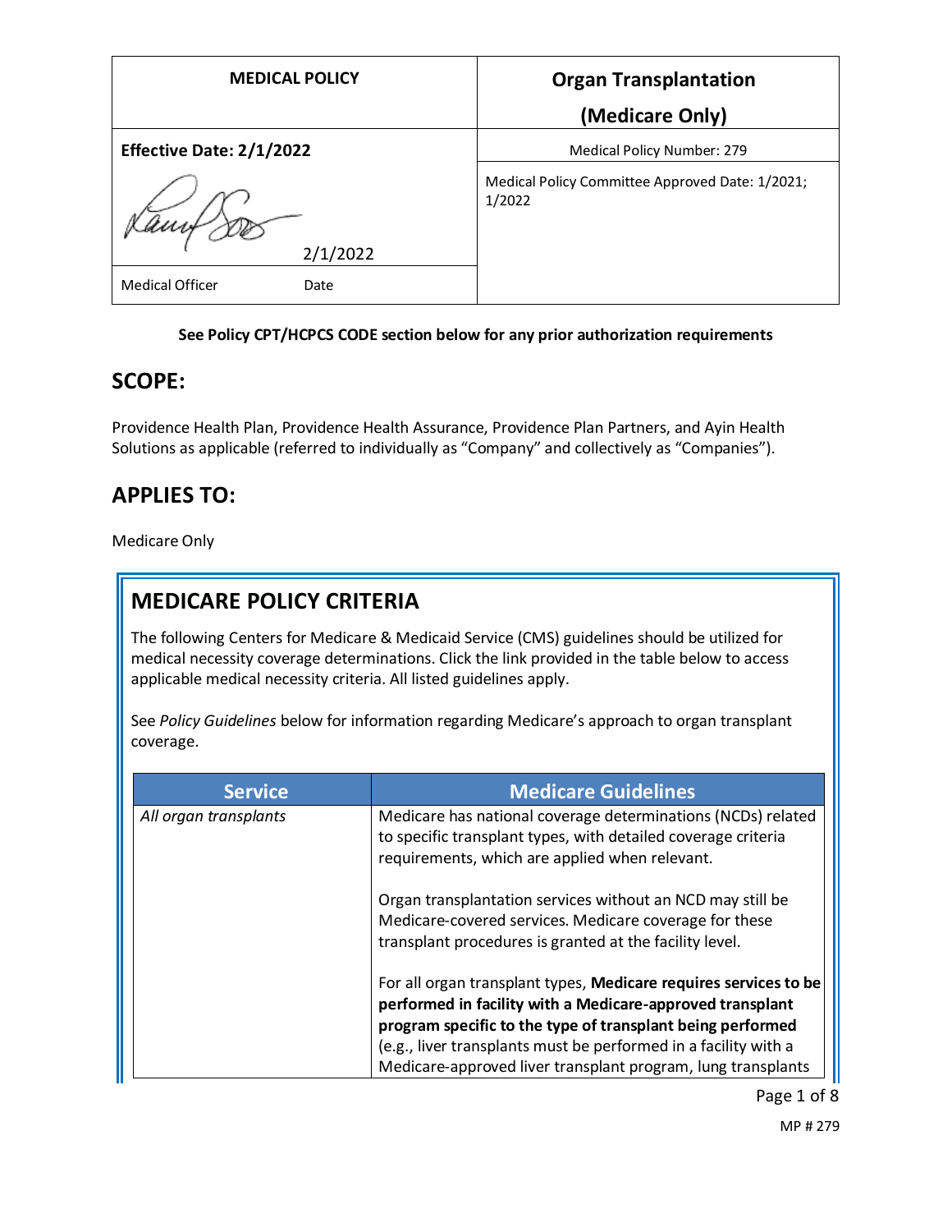| MEDICAL POLICY | Organ Transplantation (Medicare Only) |
| --- | --- |
| **Effective Date: 2/1/2022** | Medical Policy Number: 279 |
| 2/1/2022 | Medical Policy Committee Approved Date: 1/2021; 1/2022 |
| Medical Officer Date | |

**See Policy CPT/HCPCS CODE section below for any prior authorization requirements**

## SCOPE:

Providence Health Plan, Providence Health Assurance, Providence Plan Partners, and Ayin Health Solutions as applicable (referred to individually as "Company" and collectively as "Companies").

## APPLIES TO:

Medicare Only

## MEDICARE POLICY CRITERIA

The following Centers for Medicare & Medicaid Service (CMS) guidelines should be utilized for medical necessity coverage determinations. Click the link provided in the table below to access applicable medical necessity criteria. All listed guidelines apply.

See *Policy Guidelines* below for information regarding Medicare's approach to organ transplant coverage.

| Service | Medicare Guidelines |
| --- | --- |
| *All organ transplants* | Medicare has national coverage determinations (NCDs) related to specific transplant types, with detailed coverage criteria requirements, which are applied when relevant.<br><br>Organ transplantation services without an NCD may still be Medicare-covered services. Medicare coverage for these transplant procedures is granted at the facility level.<br><br>For all organ transplant types, **Medicare requires services to be performed in facility with a Medicare-approved transplant program specific to the type of transplant being performed** (e.g., liver transplants must be performed in a facility with a Medicare-approved liver transplant program, lung transplants |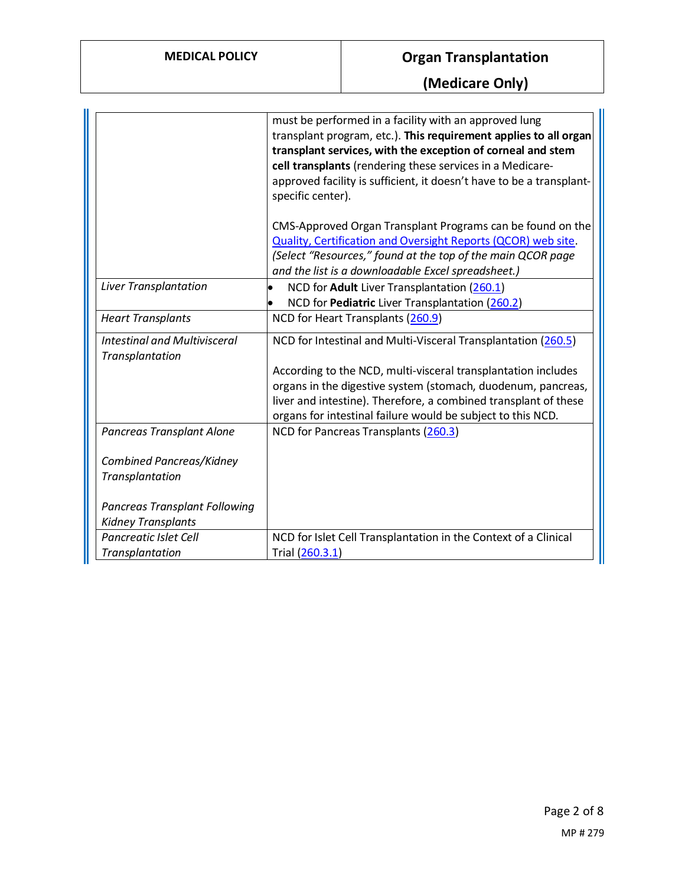| | |
|---|---|
| | must be performed in a facility with an approved lung transplant program, etc.). **This requirement applies to all organ transplant services, with the exception of corneal and stem cell transplants** (rendering these services in a Medicare-approved facility is sufficient, it doesn't have to be a transplant-specific center).<br><br>CMS-Approved Organ Transplant Programs can be found on the [Quality, Certification and Oversight Reports (QCOR) web site](). *(Select "Resources," found at the top of the main QCOR page and the list is a downloadable Excel spreadsheet.)* |
| *Liver Transplantation* | • NCD for **Adult** Liver Transplantation (260.1)<br>• NCD for **Pediatric** Liver Transplantation (260.2) |
| *Heart Transplants* | NCD for Heart Transplants (260.9) |
| *Intestinal and Multivisceral Transplantation* | NCD for Intestinal and Multi-Visceral Transplantation (260.5)<br><br>According to the NCD, multi-visceral transplantation includes organs in the digestive system (stomach, duodenum, pancreas, liver and intestine). Therefore, a combined transplant of these organs for intestinal failure would be subject to this NCD. |
| *Pancreas Transplant Alone*<br><br>*Combined Pancreas/Kidney Transplantation*<br><br>*Pancreas Transplant Following Kidney Transplants* | NCD for Pancreas Transplants (260.3) |
| *Pancreatic Islet Cell Transplantation* | NCD for Islet Cell Transplantation in the Context of a Clinical Trial (260.3.1) |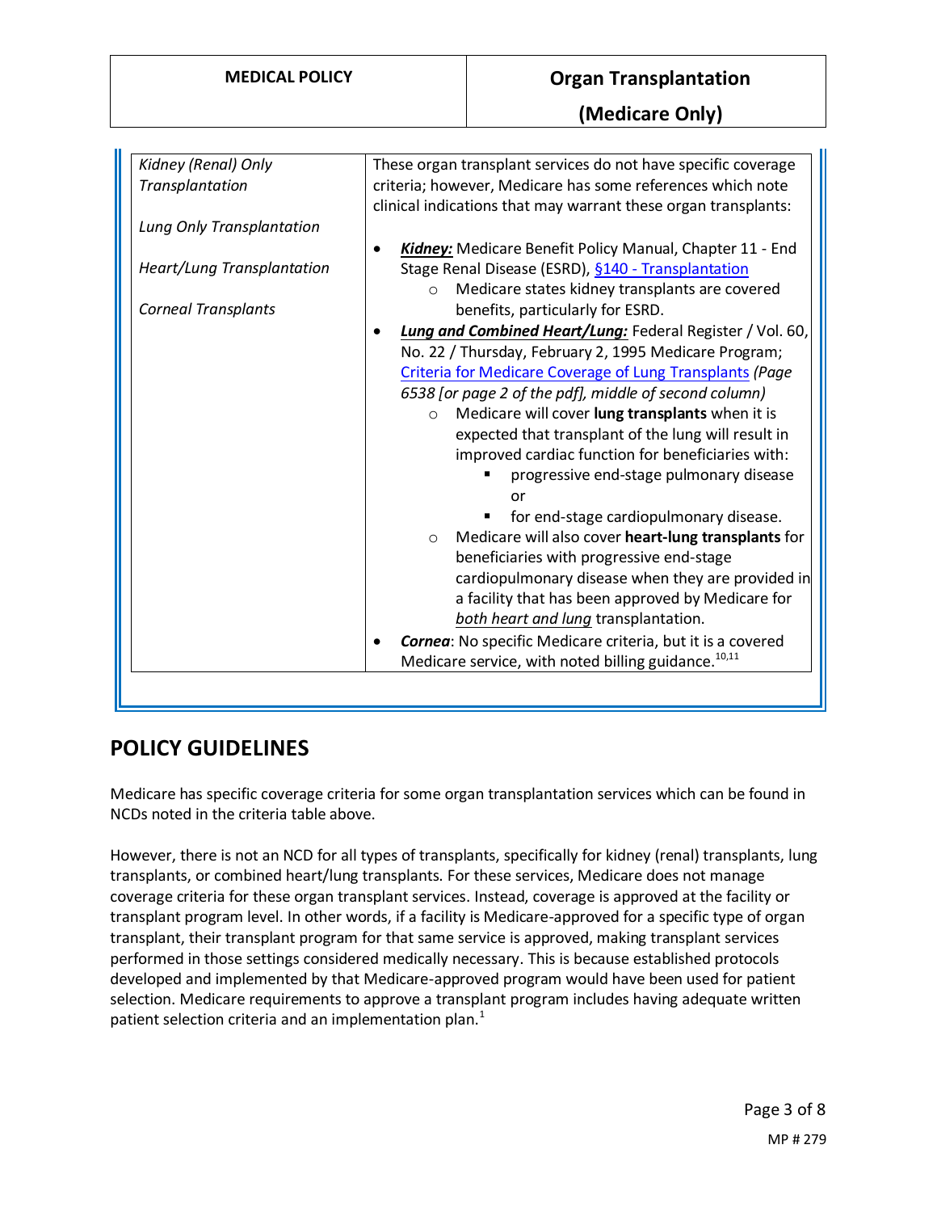| | |
|---|---|
| *Kidney (Renal) Only Transplantation*<br><br>*Lung Only Transplantation*<br><br>*Heart/Lung Transplantation*<br><br>*Corneal Transplants* | These organ transplant services do not have specific coverage criteria; however, Medicare has some references which note clinical indications that may warrant these organ transplants:<br><br>• ***Kidney:*** Medicare Benefit Policy Manual, Chapter 11 - End Stage Renal Disease (ESRD), §140 - Transplantation<br>  ○ Medicare states kidney transplants are covered benefits, particularly for ESRD.<br>• ***Lung and Combined Heart/Lung:*** Federal Register / Vol. 60, No. 22 / Thursday, February 2, 1995 Medicare Program; Criteria for Medicare Coverage of Lung Transplants *(Page 6538 [or page 2 of the pdf], middle of second column)*<br>  ○ Medicare will cover **lung transplants** when it is expected that transplant of the lung will result in improved cardiac function for beneficiaries with:<br>    ▪ progressive end-stage pulmonary disease or<br>    ▪ for end-stage cardiopulmonary disease.<br>  ○ Medicare will also cover **heart-lung transplants** for beneficiaries with progressive end-stage cardiopulmonary disease when they are provided in a facility that has been approved by Medicare for *both heart and lung* transplantation.<br>• ***Cornea***: No specific Medicare criteria, but it is a covered Medicare service, with noted billing guidance.[10,11] |

## POLICY GUIDELINES

Medicare has specific coverage criteria for some organ transplantation services which can be found in NCDs noted in the criteria table above.

However, there is not an NCD for all types of transplants, specifically for kidney (renal) transplants, lung transplants, or combined heart/lung transplants. For these services, Medicare does not manage coverage criteria for these organ transplant services. Instead, coverage is approved at the facility or transplant program level. In other words, if a facility is Medicare-approved for a specific type of organ transplant, their transplant program for that same service is approved, making transplant services performed in those settings considered medically necessary. This is because established protocols developed and implemented by that Medicare-approved program would have been used for patient selection. Medicare requirements to approve a transplant program includes having adequate written patient selection criteria and an implementation plan.[1]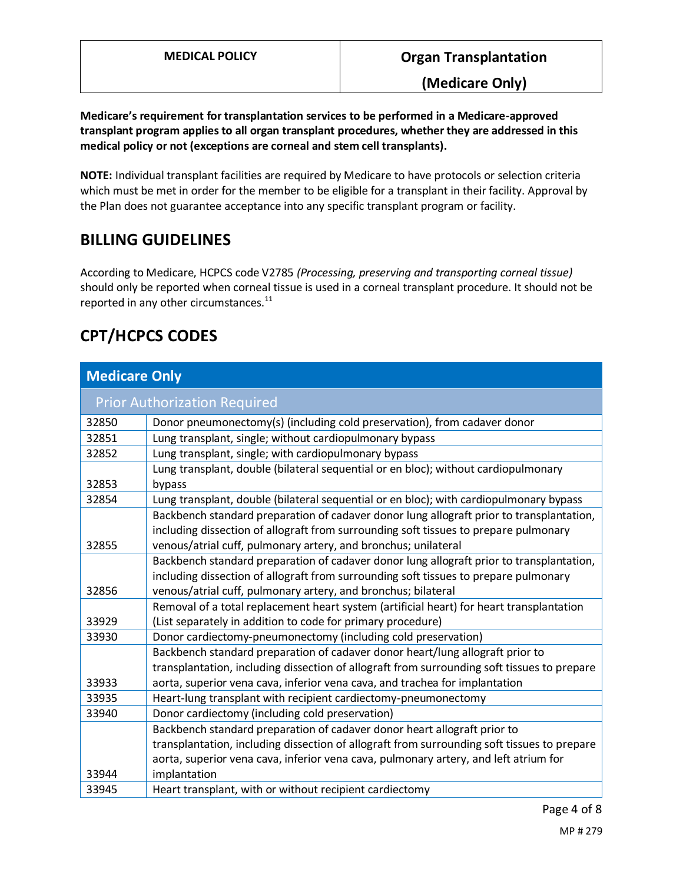**Medicare's requirement for transplantation services to be performed in a Medicare-approved transplant program applies to all organ transplant procedures, whether they are addressed in this medical policy or not (exceptions are corneal and stem cell transplants).**

**NOTE:** Individual transplant facilities are required by Medicare to have protocols or selection criteria which must be met in order for the member to be eligible for a transplant in their facility. Approval by the Plan does not guarantee acceptance into any specific transplant program or facility.

## BILLING GUIDELINES

According to Medicare, HCPCS code V2785 *(Processing, preserving and transporting corneal tissue)* should only be reported when corneal tissue is used in a corneal transplant procedure. It should not be reported in any other circumstances.[11]

## CPT/HCPCS CODES

| Medicare Only | |
|---|---|
| **Prior Authorization Required** | |
| 32850 | Donor pneumonectomy(s) (including cold preservation), from cadaver donor |
| 32851 | Lung transplant, single; without cardiopulmonary bypass |
| 32852 | Lung transplant, single; with cardiopulmonary bypass |
| 32853 | Lung transplant, double (bilateral sequential or en bloc); without cardiopulmonary bypass |
| 32854 | Lung transplant, double (bilateral sequential or en bloc); with cardiopulmonary bypass |
| 32855 | Backbench standard preparation of cadaver donor lung allograft prior to transplantation, including dissection of allograft from surrounding soft tissues to prepare pulmonary venous/atrial cuff, pulmonary artery, and bronchus; unilateral |
| 32856 | Backbench standard preparation of cadaver donor lung allograft prior to transplantation, including dissection of allograft from surrounding soft tissues to prepare pulmonary venous/atrial cuff, pulmonary artery, and bronchus; bilateral |
| 33929 | Removal of a total replacement heart system (artificial heart) for heart transplantation (List separately in addition to code for primary procedure) |
| 33930 | Donor cardiectomy-pneumonectomy (including cold preservation) |
| 33933 | Backbench standard preparation of cadaver donor heart/lung allograft prior to transplantation, including dissection of allograft from surrounding soft tissues to prepare aorta, superior vena cava, inferior vena cava, and trachea for implantation |
| 33935 | Heart-lung transplant with recipient cardiectomy-pneumonectomy |
| 33940 | Donor cardiectomy (including cold preservation) |
| 33944 | Backbench standard preparation of cadaver donor heart allograft prior to transplantation, including dissection of allograft from surrounding soft tissues to prepare aorta, superior vena cava, inferior vena cava, pulmonary artery, and left atrium for implantation |
| 33945 | Heart transplant, with or without recipient cardiectomy |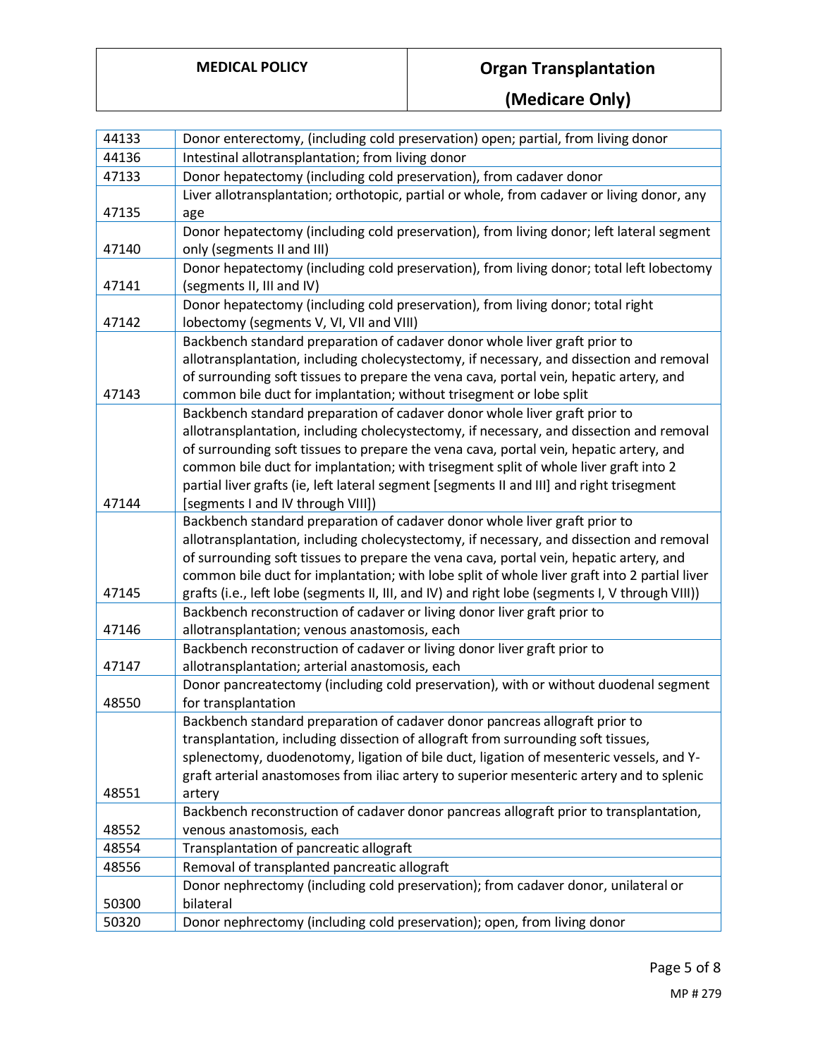| | |
|---|---|
| 44133 | Donor enterectomy, (including cold preservation) open; partial, from living donor |
| 44136 | Intestinal allotransplantation; from living donor |
| 47133 | Donor hepatectomy (including cold preservation), from cadaver donor |
| 47135 | Liver allotransplantation; orthotopic, partial or whole, from cadaver or living donor, any age |
| 47140 | Donor hepatectomy (including cold preservation), from living donor; left lateral segment only (segments II and III) |
| 47141 | Donor hepatectomy (including cold preservation), from living donor; total left lobectomy (segments II, III and IV) |
| 47142 | Donor hepatectomy (including cold preservation), from living donor; total right lobectomy (segments V, VI, VII and VIII) |
| 47143 | Backbench standard preparation of cadaver donor whole liver graft prior to allotransplantation, including cholecystectomy, if necessary, and dissection and removal of surrounding soft tissues to prepare the vena cava, portal vein, hepatic artery, and common bile duct for implantation; without trisegment or lobe split |
| 47144 | Backbench standard preparation of cadaver donor whole liver graft prior to allotransplantation, including cholecystectomy, if necessary, and dissection and removal of surrounding soft tissues to prepare the vena cava, portal vein, hepatic artery, and common bile duct for implantation; with trisegment split of whole liver graft into 2 partial liver grafts (ie, left lateral segment [segments II and III] and right trisegment [segments I and IV through VIII]) |
| 47145 | Backbench standard preparation of cadaver donor whole liver graft prior to allotransplantation, including cholecystectomy, if necessary, and dissection and removal of surrounding soft tissues to prepare the vena cava, portal vein, hepatic artery, and common bile duct for implantation; with lobe split of whole liver graft into 2 partial liver grafts (i.e., left lobe (segments II, III, and IV) and right lobe (segments I, V through VIII)) |
| 47146 | Backbench reconstruction of cadaver or living donor liver graft prior to allotransplantation; venous anastomosis, each |
| 47147 | Backbench reconstruction of cadaver or living donor liver graft prior to allotransplantation; arterial anastomosis, each |
| 48550 | Donor pancreatectomy (including cold preservation), with or without duodenal segment for transplantation |
| 48551 | Backbench standard preparation of cadaver donor pancreas allograft prior to transplantation, including dissection of allograft from surrounding soft tissues, splenectomy, duodenotomy, ligation of bile duct, ligation of mesenteric vessels, and Y-graft arterial anastomoses from iliac artery to superior mesenteric artery and to splenic artery |
| 48552 | Backbench reconstruction of cadaver donor pancreas allograft prior to transplantation, venous anastomosis, each |
| 48554 | Transplantation of pancreatic allograft |
| 48556 | Removal of transplanted pancreatic allograft |
| 50300 | Donor nephrectomy (including cold preservation); from cadaver donor, unilateral or bilateral |
| 50320 | Donor nephrectomy (including cold preservation); open, from living donor |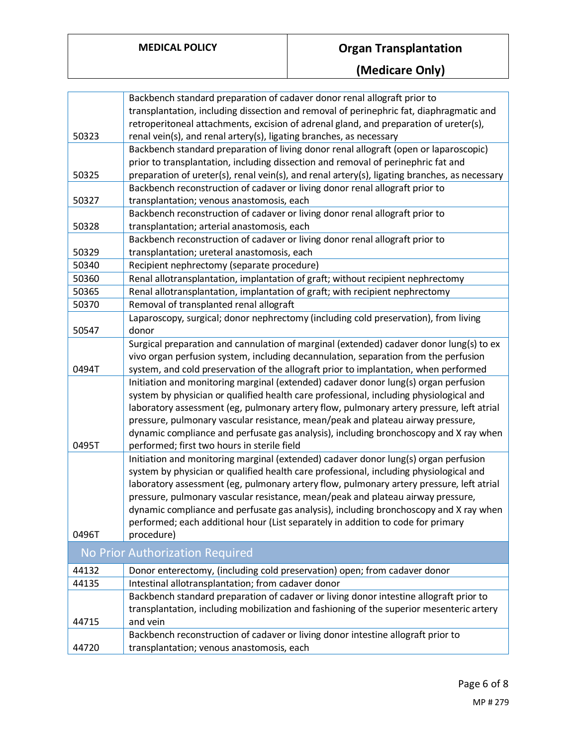| | |
|---|---|
| 50323 | Backbench standard preparation of cadaver donor renal allograft prior to transplantation, including dissection and removal of perinephric fat, diaphragmatic and retroperitoneal attachments, excision of adrenal gland, and preparation of ureter(s), renal vein(s), and renal artery(s), ligating branches, as necessary |
| 50325 | Backbench standard preparation of living donor renal allograft (open or laparoscopic) prior to transplantation, including dissection and removal of perinephric fat and preparation of ureter(s), renal vein(s), and renal artery(s), ligating branches, as necessary |
| 50327 | Backbench reconstruction of cadaver or living donor renal allograft prior to transplantation; venous anastomosis, each |
| 50328 | Backbench reconstruction of cadaver or living donor renal allograft prior to transplantation; arterial anastomosis, each |
| 50329 | Backbench reconstruction of cadaver or living donor renal allograft prior to transplantation; ureteral anastomosis, each |
| 50340 | Recipient nephrectomy (separate procedure) |
| 50360 | Renal allotransplantation, implantation of graft; without recipient nephrectomy |
| 50365 | Renal allotransplantation, implantation of graft; with recipient nephrectomy |
| 50370 | Removal of transplanted renal allograft |
| 50547 | Laparoscopy, surgical; donor nephrectomy (including cold preservation), from living donor |
| 0494T | Surgical preparation and cannulation of marginal (extended) cadaver donor lung(s) to ex vivo organ perfusion system, including decannulation, separation from the perfusion system, and cold preservation of the allograft prior to implantation, when performed |
| 0495T | Initiation and monitoring marginal (extended) cadaver donor lung(s) organ perfusion system by physician or qualified health care professional, including physiological and laboratory assessment (eg, pulmonary artery flow, pulmonary artery pressure, left atrial pressure, pulmonary vascular resistance, mean/peak and plateau airway pressure, dynamic compliance and perfusate gas analysis), including bronchoscopy and X ray when performed; first two hours in sterile field |
| 0496T | Initiation and monitoring marginal (extended) cadaver donor lung(s) organ perfusion system by physician or qualified health care professional, including physiological and laboratory assessment (eg, pulmonary artery flow, pulmonary artery pressure, left atrial pressure, pulmonary vascular resistance, mean/peak and plateau airway pressure, dynamic compliance and perfusate gas analysis), including bronchoscopy and X ray when performed; each additional hour (List separately in addition to code for primary procedure) |
| **No Prior Authorization Required** | |
| 44132 | Donor enterectomy, (including cold preservation) open; from cadaver donor |
| 44135 | Intestinal allotransplantation; from cadaver donor |
| 44715 | Backbench standard preparation of cadaver or living donor intestine allograft prior to transplantation, including mobilization and fashioning of the superior mesenteric artery and vein |
| 44720 | Backbench reconstruction of cadaver or living donor intestine allograft prior to transplantation; venous anastomosis, each |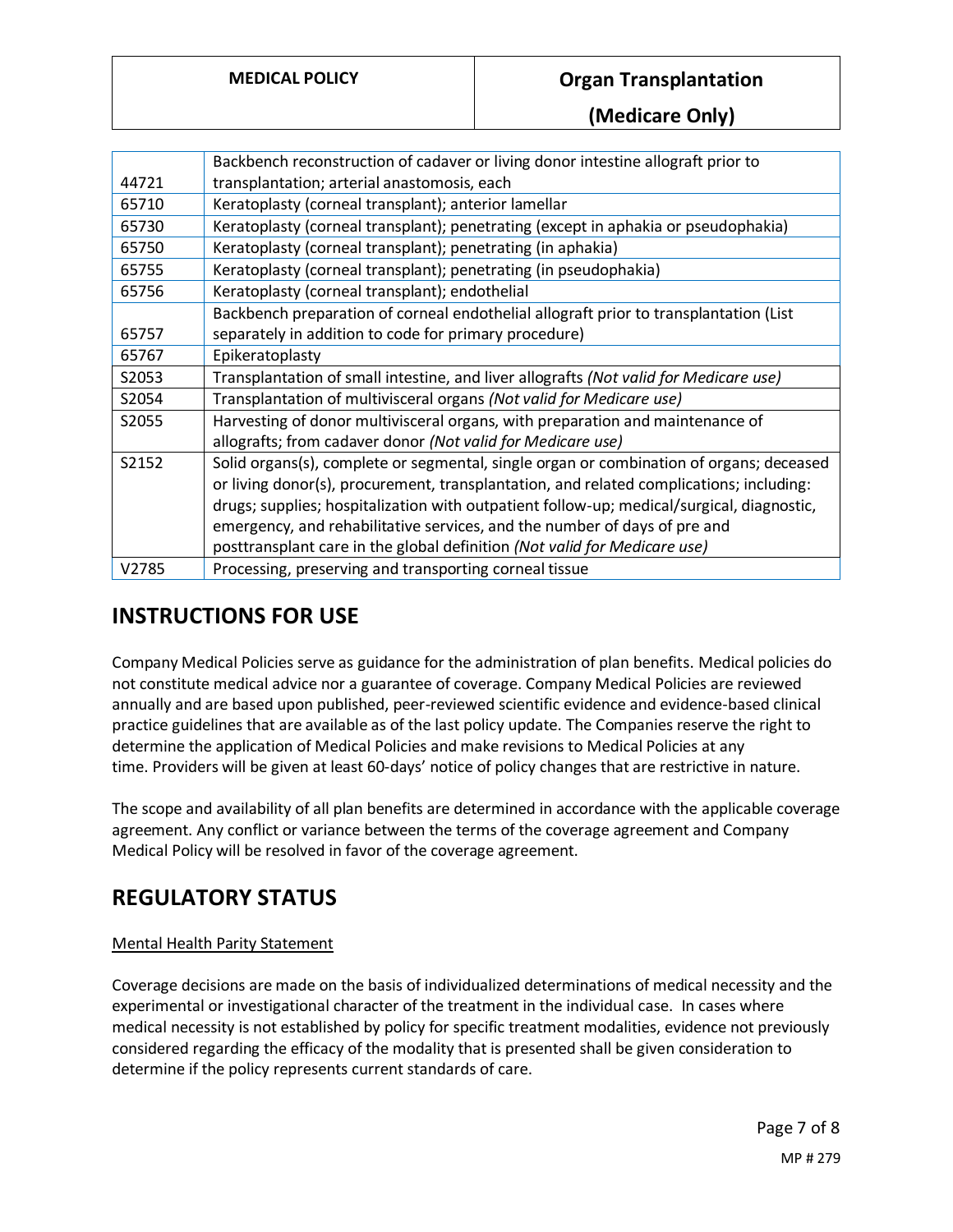| | |
|---|---|
| 44721 | Backbench reconstruction of cadaver or living donor intestine allograft prior to transplantation; arterial anastomosis, each |
| 65710 | Keratoplasty (corneal transplant); anterior lamellar |
| 65730 | Keratoplasty (corneal transplant); penetrating (except in aphakia or pseudophakia) |
| 65750 | Keratoplasty (corneal transplant); penetrating (in aphakia) |
| 65755 | Keratoplasty (corneal transplant); penetrating (in pseudophakia) |
| 65756 | Keratoplasty (corneal transplant); endothelial |
| 65757 | Backbench preparation of corneal endothelial allograft prior to transplantation (List separately in addition to code for primary procedure) |
| 65767 | Epikeratoplasty |
| S2053 | Transplantation of small intestine, and liver allografts *(Not valid for Medicare use)* |
| S2054 | Transplantation of multivisceral organs *(Not valid for Medicare use)* |
| S2055 | Harvesting of donor multivisceral organs, with preparation and maintenance of allografts; from cadaver donor *(Not valid for Medicare use)* |
| S2152 | Solid organs(s), complete or segmental, single organ or combination of organs; deceased or living donor(s), procurement, transplantation, and related complications; including: drugs; supplies; hospitalization with outpatient follow-up; medical/surgical, diagnostic, emergency, and rehabilitative services, and the number of days of pre and posttransplant care in the global definition *(Not valid for Medicare use)* |
| V2785 | Processing, preserving and transporting corneal tissue |

## INSTRUCTIONS FOR USE

Company Medical Policies serve as guidance for the administration of plan benefits. Medical policies do not constitute medical advice nor a guarantee of coverage. Company Medical Policies are reviewed annually and are based upon published, peer-reviewed scientific evidence and evidence-based clinical practice guidelines that are available as of the last policy update. The Companies reserve the right to determine the application of Medical Policies and make revisions to Medical Policies at any time. Providers will be given at least 60-days' notice of policy changes that are restrictive in nature.

The scope and availability of all plan benefits are determined in accordance with the applicable coverage agreement. Any conflict or variance between the terms of the coverage agreement and Company Medical Policy will be resolved in favor of the coverage agreement.

## REGULATORY STATUS

Mental Health Parity Statement

Coverage decisions are made on the basis of individualized determinations of medical necessity and the experimental or investigational character of the treatment in the individual case. In cases where medical necessity is not established by policy for specific treatment modalities, evidence not previously considered regarding the efficacy of the modality that is presented shall be given consideration to determine if the policy represents current standards of care.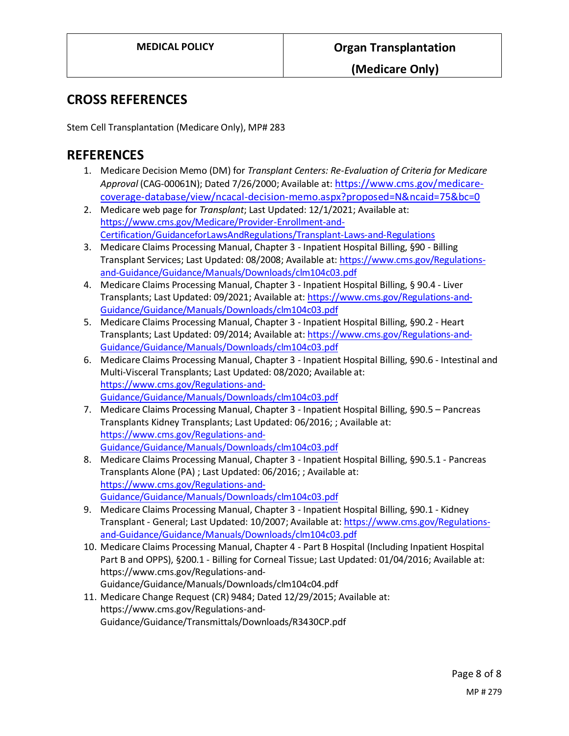## CROSS REFERENCES

Stem Cell Transplantation (Medicare Only), MP# 283

## REFERENCES

1. Medicare Decision Memo (DM) for *Transplant Centers: Re-Evaluation of Criteria for Medicare Approval* (CAG-00061N); Dated 7/26/2000; Available at: https://www.cms.gov/medicare-coverage-database/view/ncacal-decision-memo.aspx?proposed=N&ncaid=75&bc=0
2. Medicare web page for *Transplant*; Last Updated: 12/1/2021; Available at: https://www.cms.gov/Medicare/Provider-Enrollment-and-Certification/GuidanceforLawsAndRegulations/Transplant-Laws-and-Regulations
3. Medicare Claims Processing Manual, Chapter 3 - Inpatient Hospital Billing, §90 - Billing Transplant Services; Last Updated: 08/2008; Available at: https://www.cms.gov/Regulations-and-Guidance/Guidance/Manuals/Downloads/clm104c03.pdf
4. Medicare Claims Processing Manual, Chapter 3 - Inpatient Hospital Billing, § 90.4 - Liver Transplants; Last Updated: 09/2021; Available at: https://www.cms.gov/Regulations-and-Guidance/Guidance/Manuals/Downloads/clm104c03.pdf
5. Medicare Claims Processing Manual, Chapter 3 - Inpatient Hospital Billing, §90.2 - Heart Transplants; Last Updated: 09/2014; Available at: https://www.cms.gov/Regulations-and-Guidance/Guidance/Manuals/Downloads/clm104c03.pdf
6. Medicare Claims Processing Manual, Chapter 3 - Inpatient Hospital Billing, §90.6 - Intestinal and Multi-Visceral Transplants; Last Updated: 08/2020; Available at: https://www.cms.gov/Regulations-and-Guidance/Guidance/Manuals/Downloads/clm104c03.pdf
7. Medicare Claims Processing Manual, Chapter 3 - Inpatient Hospital Billing, §90.5 – Pancreas Transplants Kidney Transplants; Last Updated: 06/2016; ; Available at: https://www.cms.gov/Regulations-and-Guidance/Guidance/Manuals/Downloads/clm104c03.pdf
8. Medicare Claims Processing Manual, Chapter 3 - Inpatient Hospital Billing, §90.5.1 - Pancreas Transplants Alone (PA) ; Last Updated: 06/2016; ; Available at: https://www.cms.gov/Regulations-and-Guidance/Guidance/Manuals/Downloads/clm104c03.pdf
9. Medicare Claims Processing Manual, Chapter 3 - Inpatient Hospital Billing, §90.1 - Kidney Transplant - General; Last Updated: 10/2007; Available at: https://www.cms.gov/Regulations-and-Guidance/Guidance/Manuals/Downloads/clm104c03.pdf
10. Medicare Claims Processing Manual, Chapter 4 - Part B Hospital (Including Inpatient Hospital Part B and OPPS), §200.1 - Billing for Corneal Tissue; Last Updated: 01/04/2016; Available at: https://www.cms.gov/Regulations-and-Guidance/Guidance/Manuals/Downloads/clm104c04.pdf
11. Medicare Change Request (CR) 9484; Dated 12/29/2015; Available at: https://www.cms.gov/Regulations-and-Guidance/Guidance/Transmittals/Downloads/R3430CP.pdf